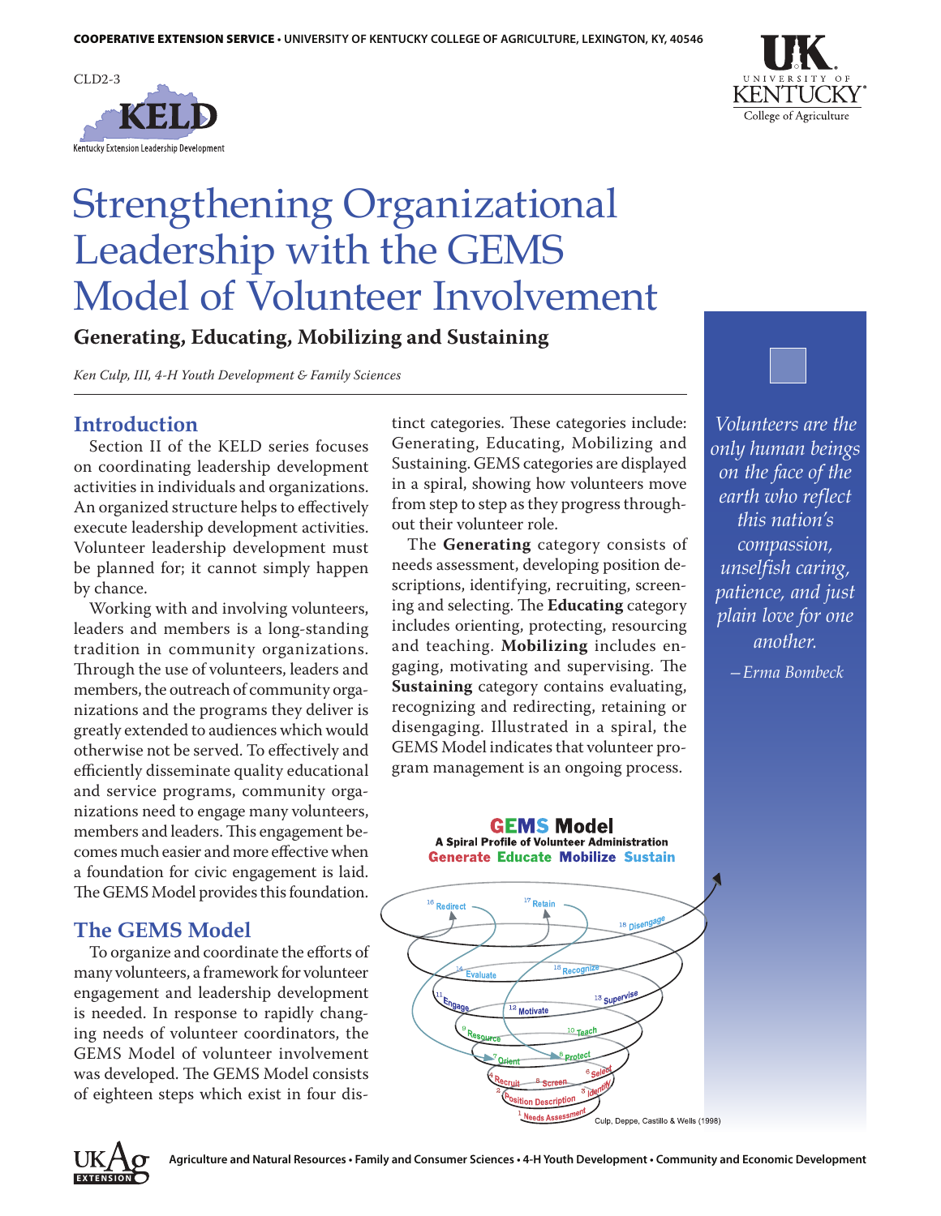COOPERATIVE EXTENSION SERVICE • UNIVERSITY OF KENTUCKY COLLEGE OF AGRICULTURE, LEXINGTON, KY, 40546

CLD2-3

KELD
Kentucky Extension Leadership Development

# Strengthening Organizational Leadership with the GEMS Model of Volunteer Involvement

**Generating, Educating, Mobilizing and Sustaining**

*Ken Culp, III, 4-H Youth Development & Family Sciences*

## Introduction

Section II of the KELD series focuses on coordinating leadership development activities in individuals and organizations. An organized structure helps to effectively execute leadership development activities. Volunteer leadership development must be planned for; it cannot simply happen by chance.

Working with and involving volunteers, leaders and members is a long-standing tradition in community organizations. Through the use of volunteers, leaders and members, the outreach of community organizations and the programs they deliver is greatly extended to audiences which would otherwise not be served. To effectively and efficiently disseminate quality educational and service programs, community organizations need to engage many volunteers, members and leaders. This engagement becomes much easier and more effective when a foundation for civic engagement is laid. The GEMS Model provides this foundation.

## The GEMS Model

To organize and coordinate the efforts of many volunteers, a framework for volunteer engagement and leadership development is needed. In response to rapidly changing needs of volunteer coordinators, the GEMS Model of volunteer involvement was developed. The GEMS Model consists of eighteen steps which exist in four distinct categories. These categories include: Generating, Educating, Mobilizing and Sustaining. GEMS categories are displayed in a spiral, showing how volunteers move from step to step as they progress throughout their volunteer role.

The **Generating** category consists of needs assessment, developing position descriptions, identifying, recruiting, screening and selecting. The **Educating** category includes orienting, protecting, resourcing and teaching. **Mobilizing** includes engaging, motivating and supervising. The **Sustaining** category contains evaluating, recognizing and redirecting, retaining or disengaging. Illustrated in a spiral, the GEMS Model indicates that volunteer program management is an ongoing process.

*Volunteers are the only human beings on the face of the earth who reflect this nation's compassion, unselfish caring, patience, and just plain love for one another.*

*—Erma Bombeck*

**GEMS Model**
**A Spiral Profile of Volunteer Administration**
**Generate Educate Mobilize Sustain**

1 Needs Assessment, 2 Position Description, 3 Identify, 4 Recruit, 5 Screen, 6 Select, 7 Orient, 8 Protect, 9 Resource, 10 Teach, 11 Engage, 12 Motivate, 13 Supervise, 14 Evaluate, 15 Recognize, 16 Redirect, 17 Retain, 18 Disengage

Culp, Deppe, Castillo & Wells (1998)

Agriculture and Natural Resources • Family and Consumer Sciences • 4-H Youth Development • Community and Economic Development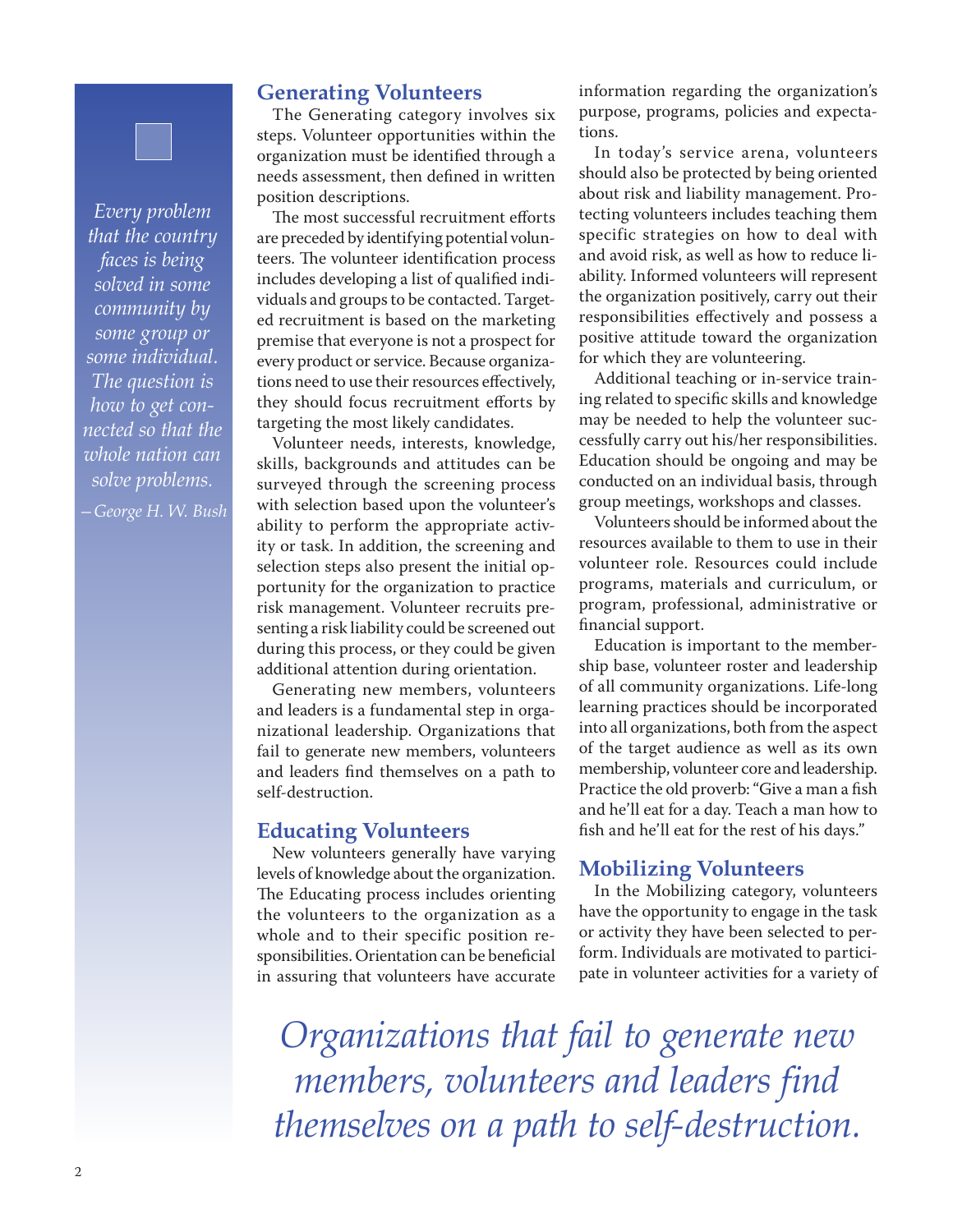*Every problem that the country faces is being solved in some community by some group or some individual. The question is how to get connected so that the whole nation can solve problems.*

*—George H. W. Bush*

## Generating Volunteers

The Generating category involves six steps. Volunteer opportunities within the organization must be identified through a needs assessment, then defined in written position descriptions.

The most successful recruitment efforts are preceded by identifying potential volunteers. The volunteer identification process includes developing a list of qualified individuals and groups to be contacted. Targeted recruitment is based on the marketing premise that everyone is not a prospect for every product or service. Because organizations need to use their resources effectively, they should focus recruitment efforts by targeting the most likely candidates.

Volunteer needs, interests, knowledge, skills, backgrounds and attitudes can be surveyed through the screening process with selection based upon the volunteer's ability to perform the appropriate activity or task. In addition, the screening and selection steps also present the initial opportunity for the organization to practice risk management. Volunteer recruits presenting a risk liability could be screened out during this process, or they could be given additional attention during orientation.

Generating new members, volunteers and leaders is a fundamental step in organizational leadership. Organizations that fail to generate new members, volunteers and leaders find themselves on a path to self-destruction.

## Educating Volunteers

New volunteers generally have varying levels of knowledge about the organization. The Educating process includes orienting the volunteers to the organization as a whole and to their specific position responsibilities. Orientation can be beneficial in assuring that volunteers have accurate information regarding the organization's purpose, programs, policies and expectations.

In today's service arena, volunteers should also be protected by being oriented about risk and liability management. Protecting volunteers includes teaching them specific strategies on how to deal with and avoid risk, as well as how to reduce liability. Informed volunteers will represent the organization positively, carry out their responsibilities effectively and possess a positive attitude toward the organization for which they are volunteering.

Additional teaching or in-service training related to specific skills and knowledge may be needed to help the volunteer successfully carry out his/her responsibilities. Education should be ongoing and may be conducted on an individual basis, through group meetings, workshops and classes.

Volunteers should be informed about the resources available to them to use in their volunteer role. Resources could include programs, materials and curriculum, or program, professional, administrative or financial support.

Education is important to the membership base, volunteer roster and leadership of all community organizations. Life-long learning practices should be incorporated into all organizations, both from the aspect of the target audience as well as its own membership, volunteer core and leadership. Practice the old proverb: "Give a man a fish and he'll eat for a day. Teach a man how to fish and he'll eat for the rest of his days."

## Mobilizing Volunteers

In the Mobilizing category, volunteers have the opportunity to engage in the task or activity they have been selected to perform. Individuals are motivated to participate in volunteer activities for a variety of

*Organizations that fail to generate new members, volunteers and leaders find themselves on a path to self-destruction.*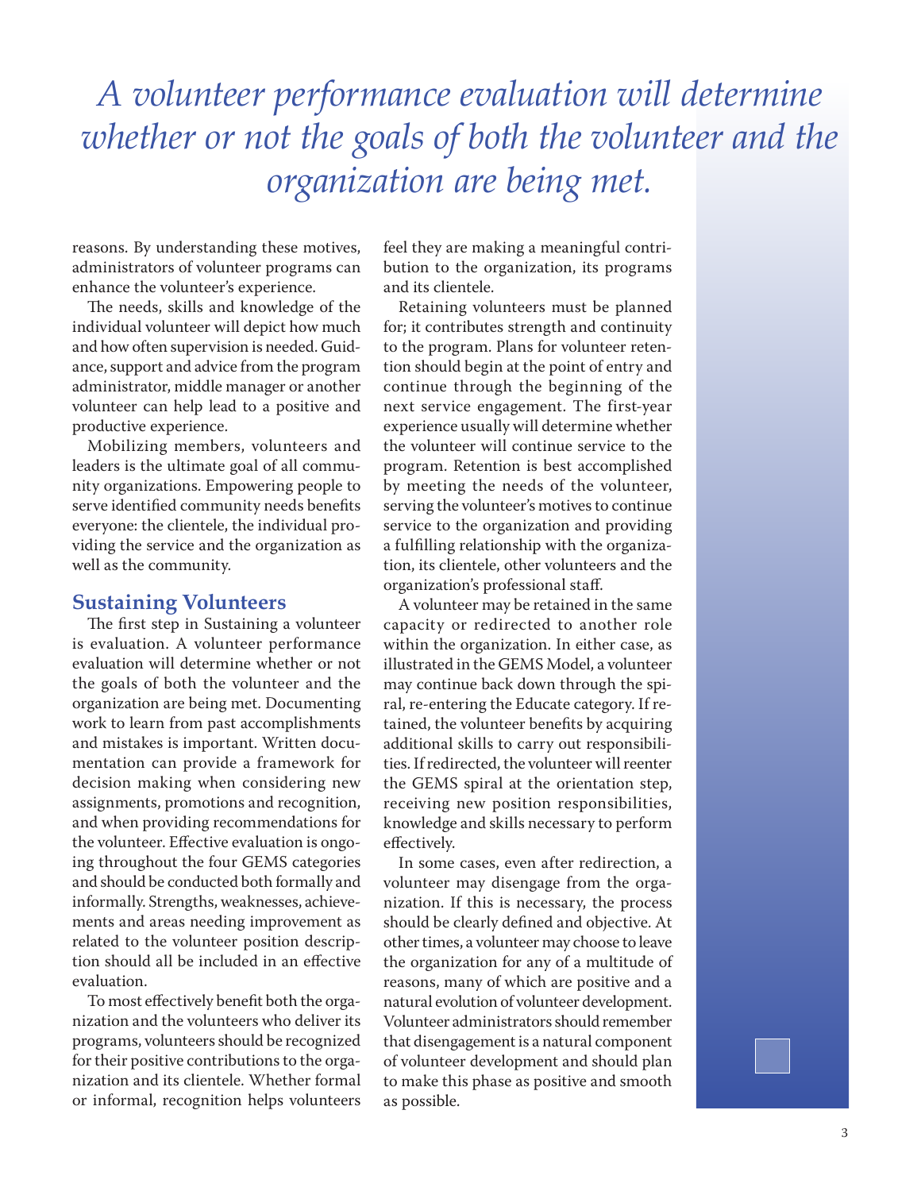*A volunteer performance evaluation will determine whether or not the goals of both the volunteer and the organization are being met.*

reasons. By understanding these motives, administrators of volunteer programs can enhance the volunteer's experience.

The needs, skills and knowledge of the individual volunteer will depict how much and how often supervision is needed. Guidance, support and advice from the program administrator, middle manager or another volunteer can help lead to a positive and productive experience.

Mobilizing members, volunteers and leaders is the ultimate goal of all community organizations. Empowering people to serve identified community needs benefits everyone: the clientele, the individual providing the service and the organization as well as the community.

## Sustaining Volunteers

The first step in Sustaining a volunteer is evaluation. A volunteer performance evaluation will determine whether or not the goals of both the volunteer and the organization are being met. Documenting work to learn from past accomplishments and mistakes is important. Written documentation can provide a framework for decision making when considering new assignments, promotions and recognition, and when providing recommendations for the volunteer. Effective evaluation is ongoing throughout the four GEMS categories and should be conducted both formally and informally. Strengths, weaknesses, achievements and areas needing improvement as related to the volunteer position description should all be included in an effective evaluation.

To most effectively benefit both the organization and the volunteers who deliver its programs, volunteers should be recognized for their positive contributions to the organization and its clientele. Whether formal or informal, recognition helps volunteers feel they are making a meaningful contribution to the organization, its programs and its clientele.

Retaining volunteers must be planned for; it contributes strength and continuity to the program. Plans for volunteer retention should begin at the point of entry and continue through the beginning of the next service engagement. The first-year experience usually will determine whether the volunteer will continue service to the program. Retention is best accomplished by meeting the needs of the volunteer, serving the volunteer's motives to continue service to the organization and providing a fulfilling relationship with the organization, its clientele, other volunteers and the organization's professional staff.

A volunteer may be retained in the same capacity or redirected to another role within the organization. In either case, as illustrated in the GEMS Model, a volunteer may continue back down through the spiral, re-entering the Educate category. If retained, the volunteer benefits by acquiring additional skills to carry out responsibilities. If redirected, the volunteer will reenter the GEMS spiral at the orientation step, receiving new position responsibilities, knowledge and skills necessary to perform effectively.

In some cases, even after redirection, a volunteer may disengage from the organization. If this is necessary, the process should be clearly defined and objective. At other times, a volunteer may choose to leave the organization for any of a multitude of reasons, many of which are positive and a natural evolution of volunteer development. Volunteer administrators should remember that disengagement is a natural component of volunteer development and should plan to make this phase as positive and smooth as possible.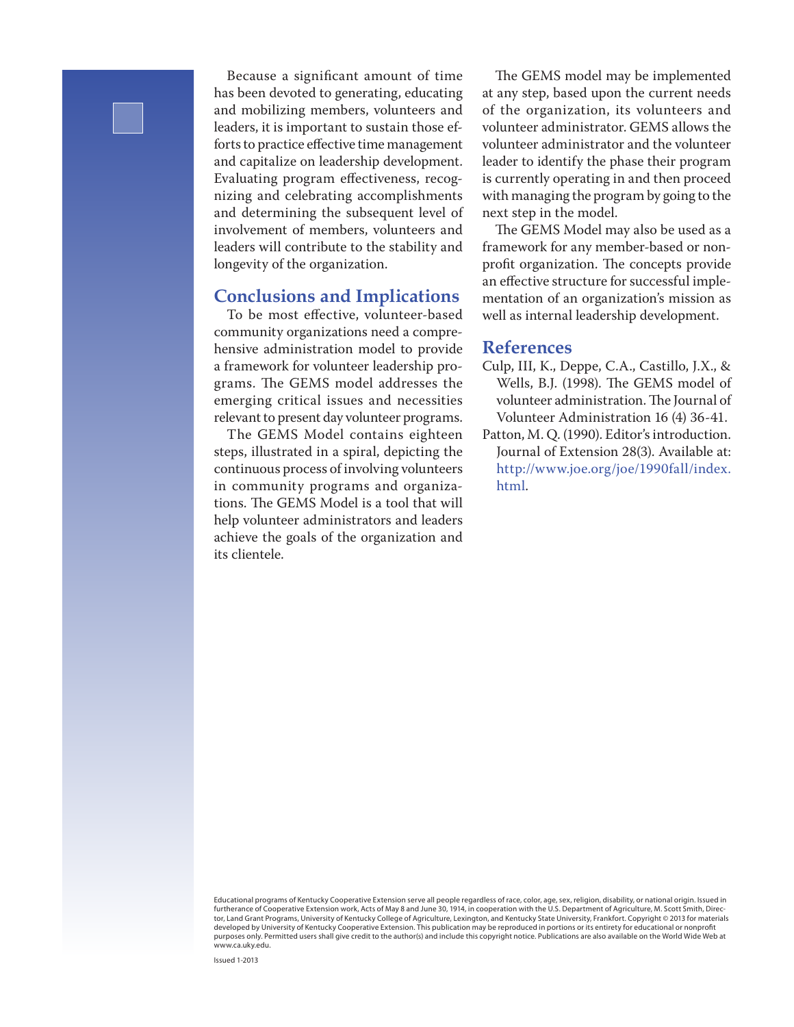Because a significant amount of time has been devoted to generating, educating and mobilizing members, volunteers and leaders, it is important to sustain those efforts to practice effective time management and capitalize on leadership development. Evaluating program effectiveness, recognizing and celebrating accomplishments and determining the subsequent level of involvement of members, volunteers and leaders will contribute to the stability and longevity of the organization.

## Conclusions and Implications

To be most effective, volunteer-based community organizations need a comprehensive administration model to provide a framework for volunteer leadership programs. The GEMS model addresses the emerging critical issues and necessities relevant to present day volunteer programs.

The GEMS Model contains eighteen steps, illustrated in a spiral, depicting the continuous process of involving volunteers in community programs and organizations. The GEMS Model is a tool that will help volunteer administrators and leaders achieve the goals of the organization and its clientele.

The GEMS model may be implemented at any step, based upon the current needs of the organization, its volunteers and volunteer administrator. GEMS allows the volunteer administrator and the volunteer leader to identify the phase their program is currently operating in and then proceed with managing the program by going to the next step in the model.

The GEMS Model may also be used as a framework for any member-based or nonprofit organization. The concepts provide an effective structure for successful implementation of an organization's mission as well as internal leadership development.

## References

Culp, III, K., Deppe, C.A., Castillo, J.X., & Wells, B.J. (1998). The GEMS model of volunteer administration. The Journal of Volunteer Administration 16 (4) 36-41.

Patton, M. Q. (1990). Editor's introduction. Journal of Extension 28(3). Available at: http://www.joe.org/joe/1990fall/index.html.

Educational programs of Kentucky Cooperative Extension serve all people regardless of race, color, age, sex, religion, disability, or national origin. Issued in furtherance of Cooperative Extension work, Acts of May 8 and June 30, 1914, in cooperation with the U.S. Department of Agriculture, M. Scott Smith, Director, Land Grant Programs, University of Kentucky College of Agriculture, Lexington, and Kentucky State University, Frankfort. Copyright © 2013 for materials developed by University of Kentucky Cooperative Extension. This publication may be reproduced in portions or its entirety for educational or nonprofit purposes only. Permitted users shall give credit to the author(s) and include this copyright notice. Publications are also available on the World Wide Web at www.ca.uky.edu.

Issued 1-2013